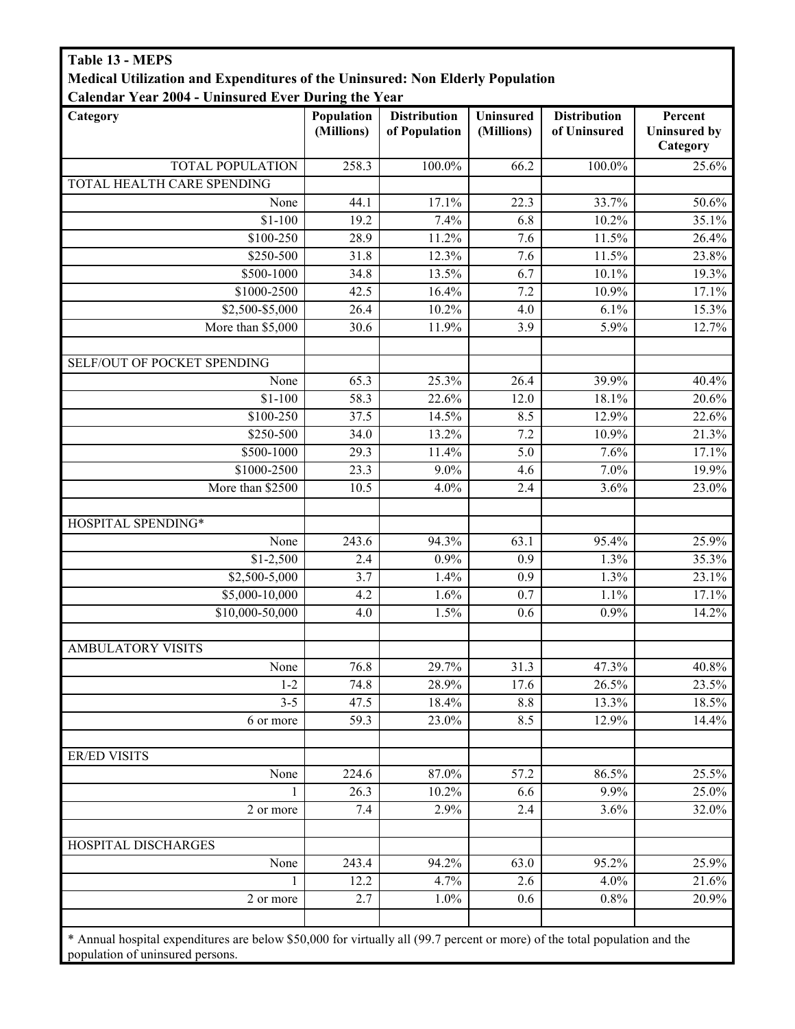**Table 13 - MEPS**

**Medical Utilization and Expenditures of the Uninsured: Non Elderly Population**

**Calendar Year 2004 - Uninsured Ever During the Year**

| Category | Population (Millions) | Distribution of Population | Uninsured (Millions) | Distribution of Uninsured | Percent Uninsured by Category |
|---|---|---|---|---|---|
| TOTAL POPULATION | 258.3 | 100.0% | 66.2 | 100.0% | 25.6% |
| TOTAL HEALTH CARE SPENDING | | | | | |
| None | 44.1 | 17.1% | 22.3 | 33.7% | 50.6% |
| $1-100 | 19.2 | 7.4% | 6.8 | 10.2% | 35.1% |
| $100-250 | 28.9 | 11.2% | 7.6 | 11.5% | 26.4% |
| $250-500 | 31.8 | 12.3% | 7.6 | 11.5% | 23.8% |
| $500-1000 | 34.8 | 13.5% | 6.7 | 10.1% | 19.3% |
| $1000-2500 | 42.5 | 16.4% | 7.2 | 10.9% | 17.1% |
| $2,500-$5,000 | 26.4 | 10.2% | 4.0 | 6.1% | 15.3% |
| More than $5,000 | 30.6 | 11.9% | 3.9 | 5.9% | 12.7% |
| | | | | | |
| SELF/OUT OF POCKET SPENDING | | | | | |
| None | 65.3 | 25.3% | 26.4 | 39.9% | 40.4% |
| $1-100 | 58.3 | 22.6% | 12.0 | 18.1% | 20.6% |
| $100-250 | 37.5 | 14.5% | 8.5 | 12.9% | 22.6% |
| $250-500 | 34.0 | 13.2% | 7.2 | 10.9% | 21.3% |
| $500-1000 | 29.3 | 11.4% | 5.0 | 7.6% | 17.1% |
| $1000-2500 | 23.3 | 9.0% | 4.6 | 7.0% | 19.9% |
| More than $2500 | 10.5 | 4.0% | 2.4 | 3.6% | 23.0% |
| | | | | | |
| HOSPITAL SPENDING* | | | | | |
| None | 243.6 | 94.3% | 63.1 | 95.4% | 25.9% |
| $1-2,500 | 2.4 | 0.9% | 0.9 | 1.3% | 35.3% |
| $2,500-5,000 | 3.7 | 1.4% | 0.9 | 1.3% | 23.1% |
| $5,000-10,000 | 4.2 | 1.6% | 0.7 | 1.1% | 17.1% |
| $10,000-50,000 | 4.0 | 1.5% | 0.6 | 0.9% | 14.2% |
| | | | | | |
| AMBULATORY VISITS | | | | | |
| None | 76.8 | 29.7% | 31.3 | 47.3% | 40.8% |
| 1-2 | 74.8 | 28.9% | 17.6 | 26.5% | 23.5% |
| 3-5 | 47.5 | 18.4% | 8.8 | 13.3% | 18.5% |
| 6 or more | 59.3 | 23.0% | 8.5 | 12.9% | 14.4% |
| | | | | | |
| ER/ED VISITS | | | | | |
| None | 224.6 | 87.0% | 57.2 | 86.5% | 25.5% |
| 1 | 26.3 | 10.2% | 6.6 | 9.9% | 25.0% |
| 2 or more | 7.4 | 2.9% | 2.4 | 3.6% | 32.0% |
| | | | | | |
| HOSPITAL DISCHARGES | | | | | |
| None | 243.4 | 94.2% | 63.0 | 95.2% | 25.9% |
| 1 | 12.2 | 4.7% | 2.6 | 4.0% | 21.6% |
| 2 or more | 2.7 | 1.0% | 0.6 | 0.8% | 20.9% |

* Annual hospital expenditures are below $50,000 for virtually all (99.7 percent or more) of the total population and the population of uninsured persons.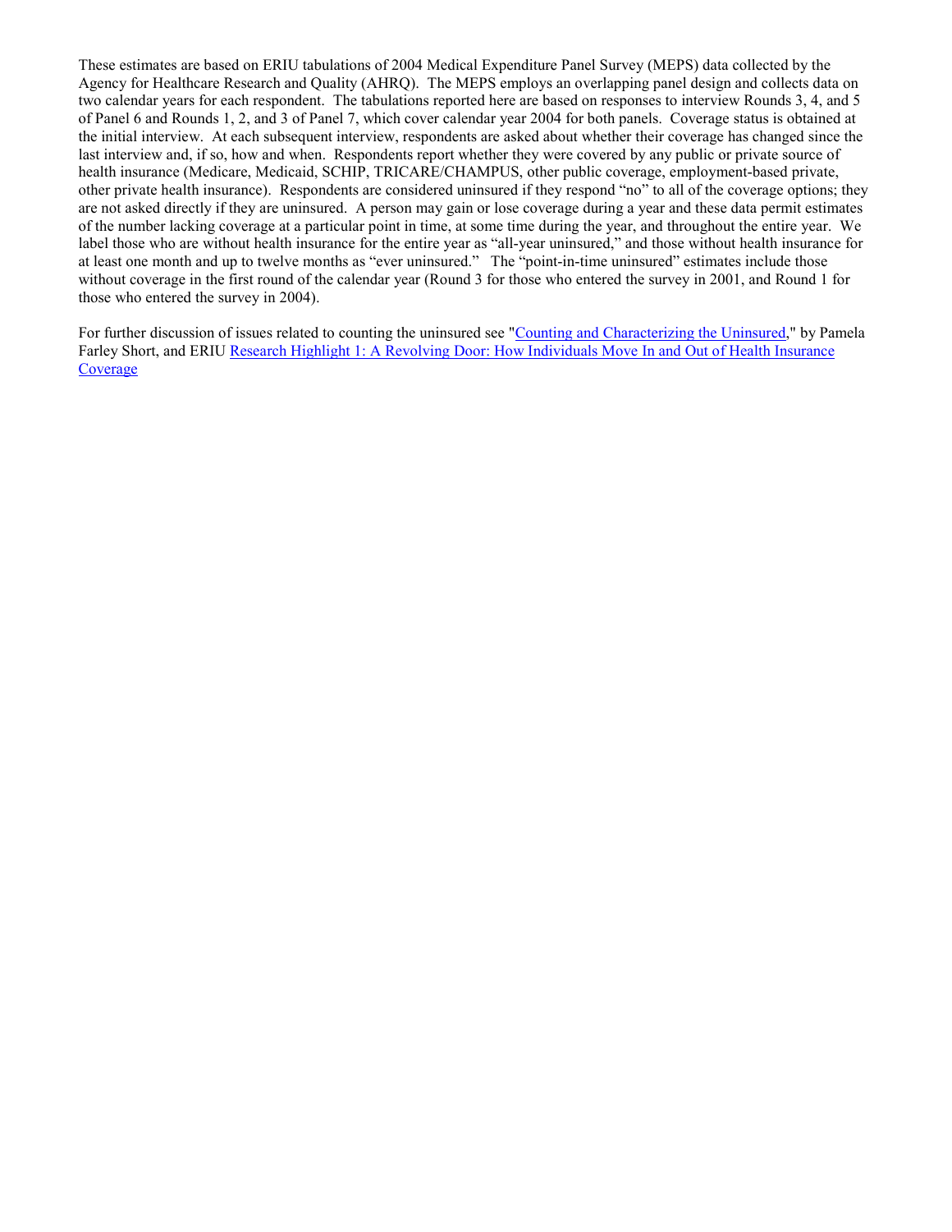These estimates are based on ERIU tabulations of 2004 Medical Expenditure Panel Survey (MEPS) data collected by the Agency for Healthcare Research and Quality (AHRQ). The MEPS employs an overlapping panel design and collects data on two calendar years for each respondent. The tabulations reported here are based on responses to interview Rounds 3, 4, and 5 of Panel 6 and Rounds 1, 2, and 3 of Panel 7, which cover calendar year 2004 for both panels. Coverage status is obtained at the initial interview. At each subsequent interview, respondents are asked about whether their coverage has changed since the last interview and, if so, how and when. Respondents report whether they were covered by any public or private source of health insurance (Medicare, Medicaid, SCHIP, TRICARE/CHAMPUS, other public coverage, employment-based private, other private health insurance). Respondents are considered uninsured if they respond "no" to all of the coverage options; they are not asked directly if they are uninsured. A person may gain or lose coverage during a year and these data permit estimates of the number lacking coverage at a particular point in time, at some time during the year, and throughout the entire year. We label those who are without health insurance for the entire year as "all-year uninsured," and those without health insurance for at least one month and up to twelve months as "ever uninsured." The "point-in-time uninsured" estimates include those without coverage in the first round of the calendar year (Round 3 for those who entered the survey in 2001, and Round 1 for those who entered the survey in 2004).

For further discussion of issues related to counting the uninsured see "Counting and Characterizing the Uninsured," by Pamela Farley Short, and ERIU Research Highlight 1: A Revolving Door: How Individuals Move In and Out of Health Insurance Coverage